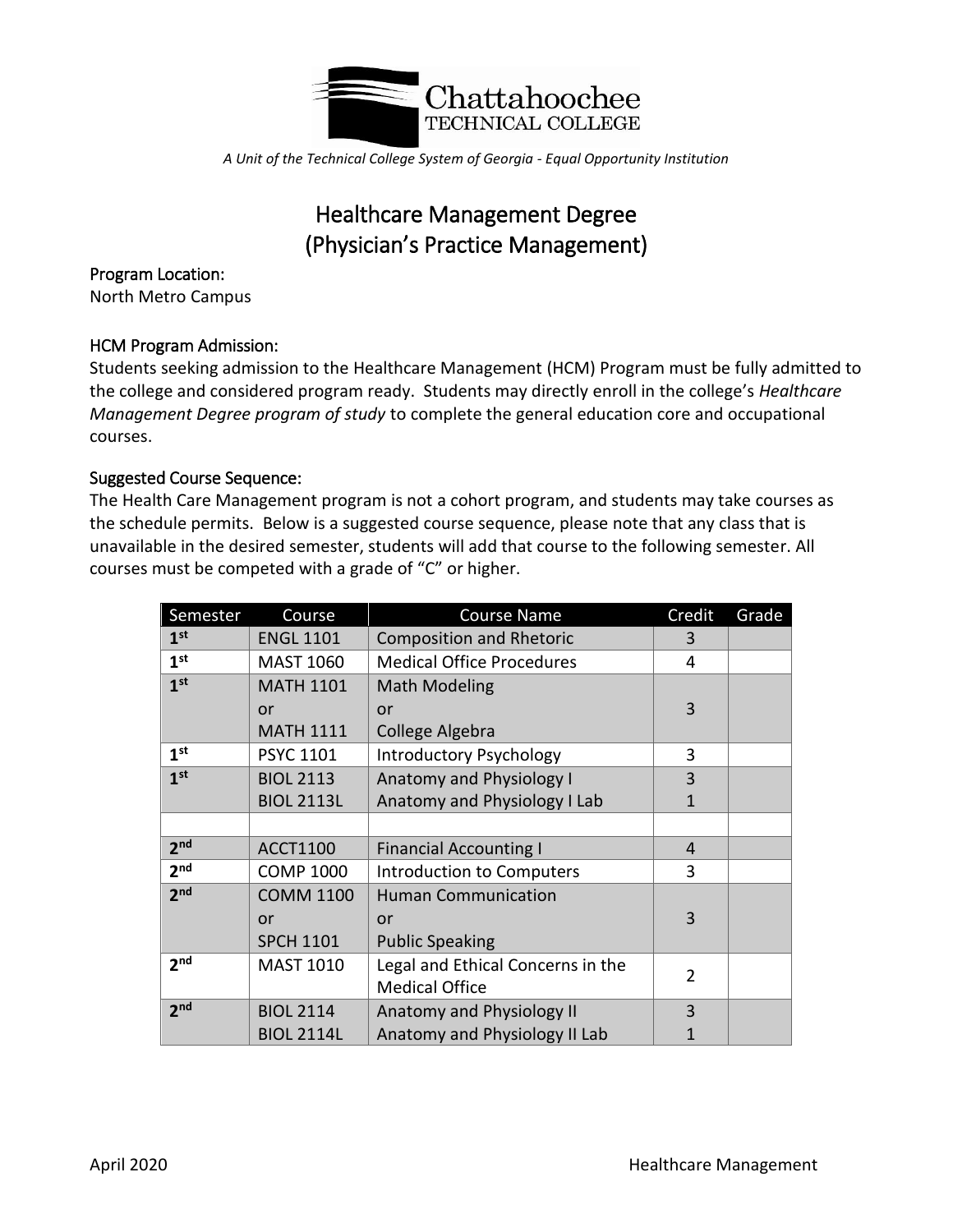Chattahoochee
TECHNICAL COLLEGE

*A Unit of the Technical College System of Georgia - Equal Opportunity Institution*

# Healthcare Management Degree
# (Physician's Practice Management)

## Program Location:
North Metro Campus

## HCM Program Admission:
Students seeking admission to the Healthcare Management (HCM) Program must be fully admitted to the college and considered program ready. Students may directly enroll in the college's *Healthcare Management Degree program of study* to complete the general education core and occupational courses.

## Suggested Course Sequence:
The Health Care Management program is not a cohort program, and students may take courses as the schedule permits. Below is a suggested course sequence, please note that any class that is unavailable in the desired semester, students will add that course to the following semester. All courses must be competed with a grade of "C" or higher.

| Semester | Course | Course Name | Credit | Grade |
|---|---|---|---|---|
| 1st | ENGL 1101 | Composition and Rhetoric | 3 | |
| 1st | MAST 1060 | Medical Office Procedures | 4 | |
| 1st | MATH 1101<br>or<br>MATH 1111 | Math Modeling<br>or<br>College Algebra | 3 | |
| 1st | PSYC 1101 | Introductory Psychology | 3 | |
| 1st | BIOL 2113<br>BIOL 2113L | Anatomy and Physiology I<br>Anatomy and Physiology I Lab | 3<br>1 | |
| | | | | |
| 2nd | ACCT1100 | Financial Accounting I | 4 | |
| 2nd | COMP 1000 | Introduction to Computers | 3 | |
| 2nd | COMM 1100<br>or<br>SPCH 1101 | Human Communication<br>or<br>Public Speaking | 3 | |
| 2nd | MAST 1010 | Legal and Ethical Concerns in the Medical Office | 2 | |
| 2nd | BIOL 2114<br>BIOL 2114L | Anatomy and Physiology II<br>Anatomy and Physiology II Lab | 3<br>1 | |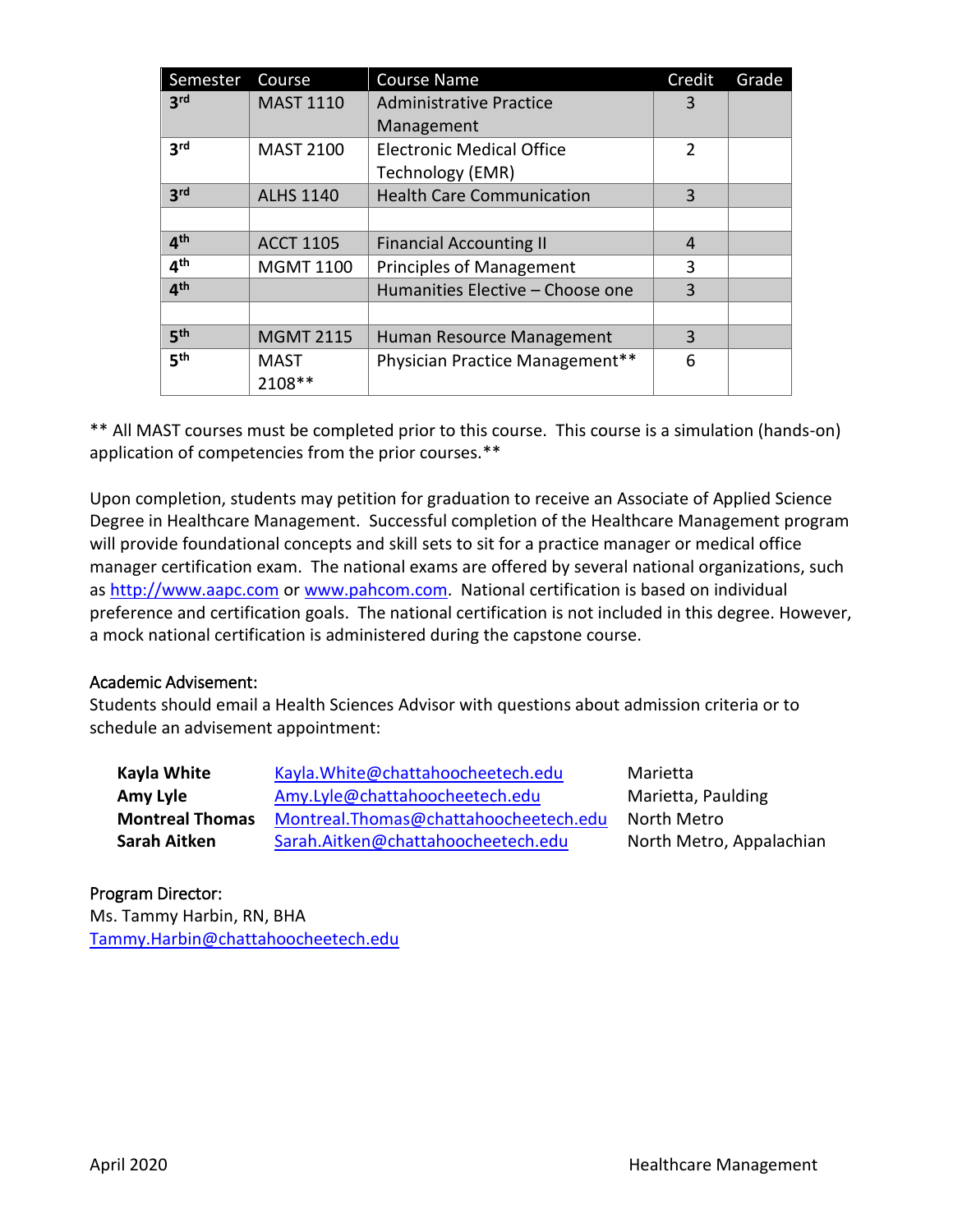| Semester | Course | Course Name | Credit | Grade |
|---|---|---|---|---|
| 3rd | MAST 1110 | Administrative Practice Management | 3 | |
| 3rd | MAST 2100 | Electronic Medical Office Technology (EMR) | 2 | |
| 3rd | ALHS 1140 | Health Care Communication | 3 | |
| | | | | |
| 4th | ACCT 1105 | Financial Accounting II | 4 | |
| 4th | MGMT 1100 | Principles of Management | 3 | |
| 4th | | Humanities Elective – Choose one | 3 | |
| | | | | |
| 5th | MGMT 2115 | Human Resource Management | 3 | |
| 5th | MAST 2108** | Physician Practice Management** | 6 | |

** All MAST courses must be completed prior to this course. This course is a simulation (hands-on) application of competencies from the prior courses.**

Upon completion, students may petition for graduation to receive an Associate of Applied Science Degree in Healthcare Management. Successful completion of the Healthcare Management program will provide foundational concepts and skill sets to sit for a practice manager or medical office manager certification exam. The national exams are offered by several national organizations, such as http://www.aapc.com or www.pahcom.com. National certification is based on individual preference and certification goals. The national certification is not included in this degree. However, a mock national certification is administered during the capstone course.

## Academic Advisement:

Students should email a Health Sciences Advisor with questions about admission criteria or to schedule an advisement appointment:

| | | |
|---|---|---|
| **Kayla White** | Kayla.White@chattahoocheetech.edu | Marietta |
| **Amy Lyle** | Amy.Lyle@chattahoocheetech.edu | Marietta, Paulding |
| **Montreal Thomas** | Montreal.Thomas@chattahoocheetech.edu | North Metro |
| **Sarah Aitken** | Sarah.Aitken@chattahoocheetech.edu | North Metro, Appalachian |

## Program Director:

Ms. Tammy Harbin, RN, BHA
Tammy.Harbin@chattahoocheetech.edu